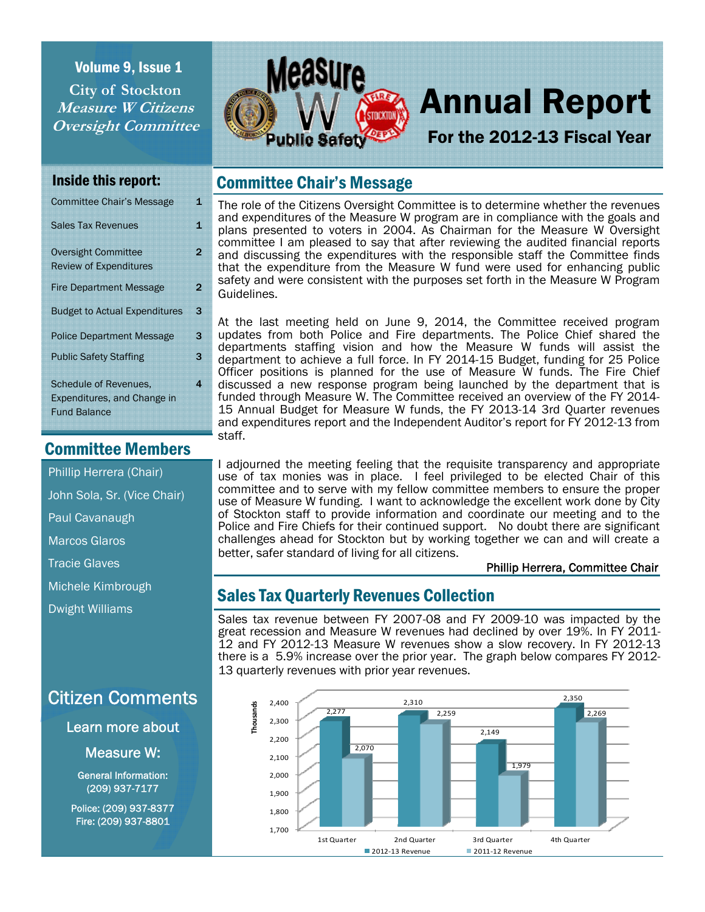**Volume 9, Issue 1**

**City of Stockton**
***Measure W Citizens Oversight Committee***

# Annual Report

## For the 2012-13 Fiscal Year

### Inside this report:

| | |
|---|---|
| Committee Chair's Message | 1 |
| Sales Tax Revenues | 1 |
| Oversight Committee Review of Expenditures | 2 |
| Fire Department Message | 2 |
| Budget to Actual Expenditures | 3 |
| Police Department Message | 3 |
| Public Safety Staffing | 3 |
| Schedule of Revenues, Expenditures, and Change in Fund Balance | 4 |

### Committee Members

- Phillip Herrera (Chair)
- John Sola, Sr. (Vice Chair)
- Paul Cavanaugh
- Marcos Glaros
- Tracie Glaves
- Michele Kimbrough
- Dwight Williams

## Committee Chair's Message

The role of the Citizens Oversight Committee is to determine whether the revenues and expenditures of the Measure W program are in compliance with the goals and plans presented to voters in 2004. As Chairman for the Measure W Oversight committee I am pleased to say that after reviewing the audited financial reports and discussing the expenditures with the responsible staff the Committee finds that the expenditure from the Measure W fund were used for enhancing public safety and were consistent with the purposes set forth in the Measure W Program Guidelines.

At the last meeting held on June 9, 2014, the Committee received program updates from both Police and Fire departments. The Police Chief shared the departments staffing vision and how the Measure W funds will assist the department to achieve a full force. In FY 2014-15 Budget, funding for 25 Police Officer positions is planned for the use of Measure W funds. The Fire Chief discussed a new response program being launched by the department that is funded through Measure W. The Committee received an overview of the FY 2014-15 Annual Budget for Measure W funds, the FY 2013-14 3rd Quarter revenues and expenditures report and the Independent Auditor's report for FY 2012-13 from staff.

I adjourned the meeting feeling that the requisite transparency and appropriate use of tax monies was in place. I feel privileged to be elected Chair of this committee and to serve with my fellow committee members to ensure the proper use of Measure W funding. I want to acknowledge the excellent work done by City of Stockton staff to provide information and coordinate our meeting and to the Police and Fire Chiefs for their continued support. No doubt there are significant challenges ahead for Stockton but by working together we can and will create a better, safer standard of living for all citizens.

Phillip Herrera, Committee Chair

## Sales Tax Quarterly Revenues Collection

Sales tax revenue between FY 2007-08 and FY 2009-10 was impacted by the great recession and Measure W revenues had declined by over 19%. In FY 2011-12 and FY 2012-13 Measure W revenues show a slow recovery. In FY 2012-13 there is a 5.9% increase over the prior year. The graph below compares FY 2012-13 quarterly revenues with prior year revenues.

| Quarter (Thousands) | 2012-13 Revenue | 2011-12 Revenue |
|---|---|---|
| 1st Quarter | 2,277 | 2,070 |
| 2nd Quarter | 2,310 | 2,259 |
| 3rd Quarter | 2,149 | 1,979 |
| 4th Quarter | 2,350 | 2,269 |

## Citizen Comments

Learn more about Measure W:

General Information: (209) 937-7177

Police: (209) 937-8377
Fire: (209) 937-8801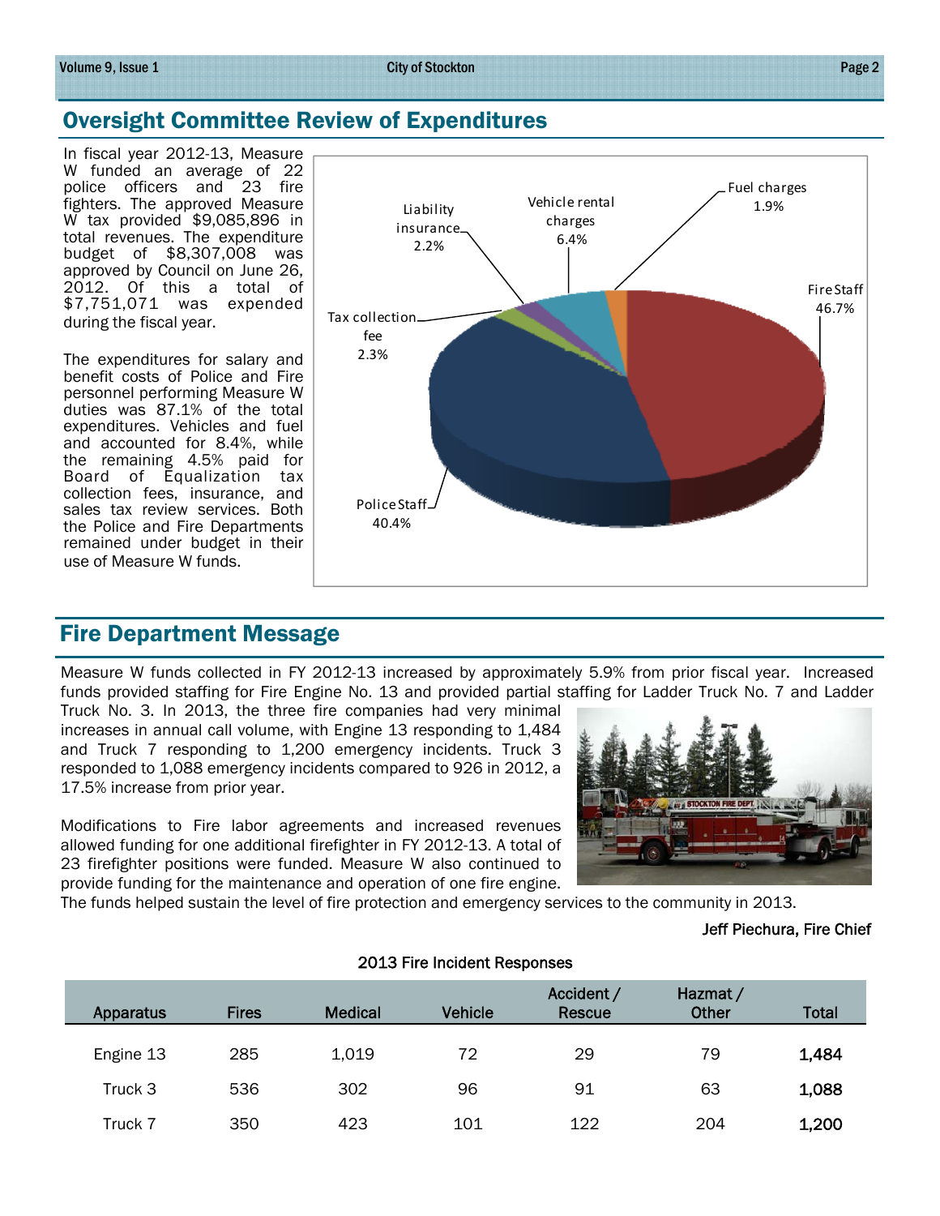## Oversight Committee Review of Expenditures

In fiscal year 2012-13, Measure W funded an average of 22 police officers and 23 fire fighters. The approved Measure W tax provided $9,085,896 in total revenues. The expenditure budget of $8,307,008 was approved by Council on June 26, 2012. Of this a total of $7,751,071 was expended during the fiscal year.

The expenditures for salary and benefit costs of Police and Fire personnel performing Measure W duties was 87.1% of the total expenditures. Vehicles and fuel and accounted for 8.4%, while the remaining 4.5% paid for Board of Equalization tax collection fees, insurance, and sales tax review services. Both the Police and Fire Departments remained under budget in their use of Measure W funds.

Fire Staff 46.7%
Police Staff 40.4%
Tax collection fee 2.3%
Liability insurance 2.2%
Vehicle rental charges 6.4%
Fuel charges 1.9%

## Fire Department Message

Measure W funds collected in FY 2012-13 increased by approximately 5.9% from prior fiscal year. Increased funds provided staffing for Fire Engine No. 13 and provided partial staffing for Ladder Truck No. 7 and Ladder Truck No. 3. In 2013, the three fire companies had very minimal increases in annual call volume, with Engine 13 responding to 1,484 and Truck 7 responding to 1,200 emergency incidents. Truck 3 responded to 1,088 emergency incidents compared to 926 in 2012, a 17.5% increase from prior year.

Modifications to Fire labor agreements and increased revenues allowed funding for one additional firefighter in FY 2012-13. A total of 23 firefighter positions were funded. Measure W also continued to provide funding for the maintenance and operation of one fire engine. The funds helped sustain the level of fire protection and emergency services to the community in 2013.

**Jeff Piechura, Fire Chief**

2013 Fire Incident Responses

| Apparatus | Fires | Medical | Vehicle | Accident / Rescue | Hazmat / Other | Total |
|---|---|---|---|---|---|---|
| Engine 13 | 285 | 1,019 | 72 | 29 | 79 | **1,484** |
| Truck 3 | 536 | 302 | 96 | 91 | 63 | **1,088** |
| Truck 7 | 350 | 423 | 101 | 122 | 204 | **1,200** |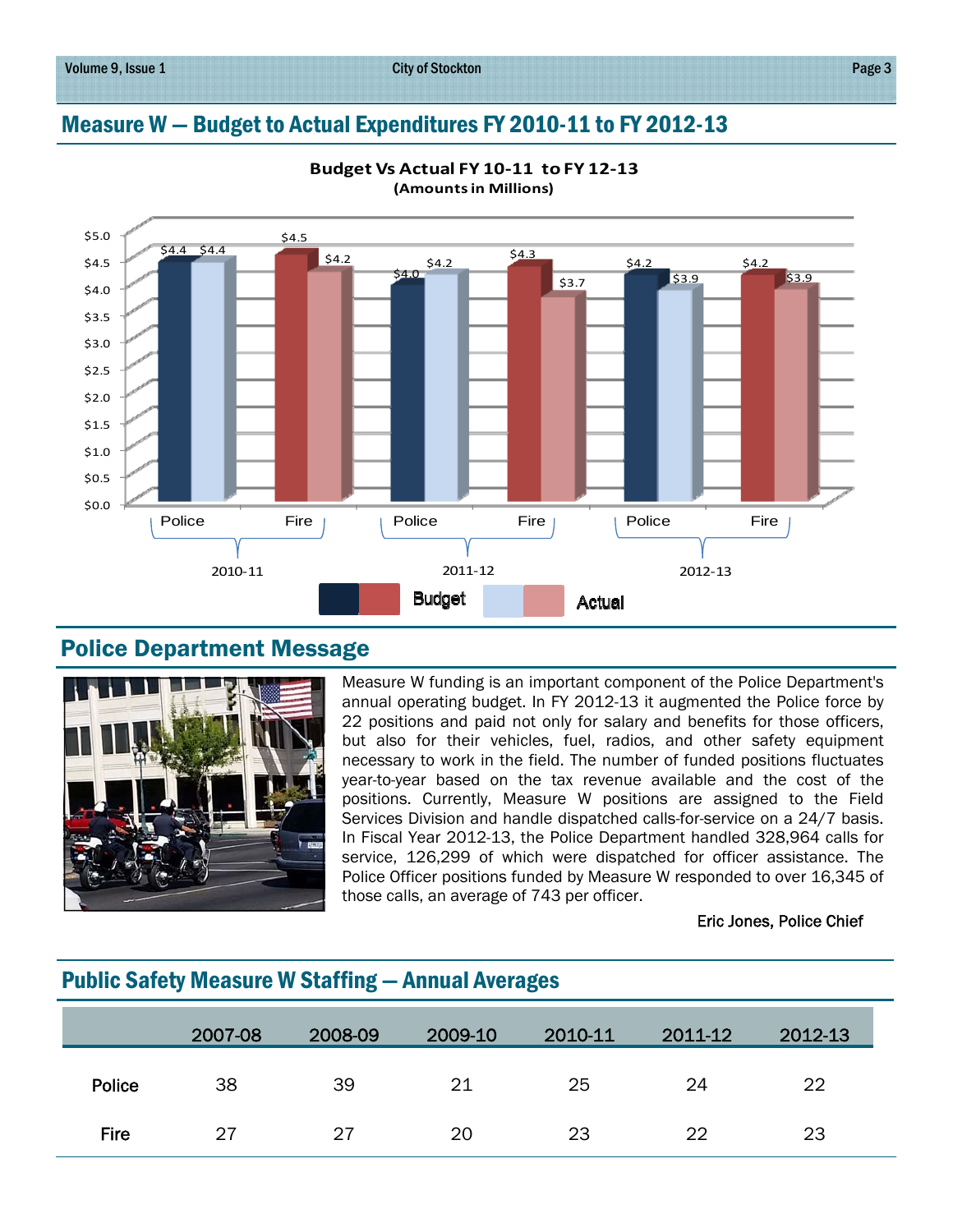## Measure W — Budget to Actual Expenditures FY 2010-11 to FY 2012-13

**Budget Vs Actual FY 10-11 to FY 12-13**
**(Amounts in Millions)**

| Year | Department | Budget | Actual |
|---|---|---|---|
| 2010-11 | Police | $4.4 | $4.4 |
| 2010-11 | Fire | $4.5 | $4.2 |
| 2011-12 | Police | $4.0 | $4.2 |
| 2011-12 | Fire | $4.3 | $3.7 |
| 2012-13 | Police | $4.2 | $3.9 |
| 2012-13 | Fire | $4.2 | $3.9 |

## Police Department Message

Measure W funding is an important component of the Police Department's annual operating budget. In FY 2012-13 it augmented the Police force by 22 positions and paid not only for salary and benefits for those officers, but also for their vehicles, fuel, radios, and other safety equipment necessary to work in the field. The number of funded positions fluctuates year-to-year based on the tax revenue available and the cost of the positions. Currently, Measure W positions are assigned to the Field Services Division and handle dispatched calls-for-service on a 24/7 basis. In Fiscal Year 2012-13, the Police Department handled 328,964 calls for service, 126,299 of which were dispatched for officer assistance. The Police Officer positions funded by Measure W responded to over 16,345 of those calls, an average of 743 per officer.

Eric Jones, Police Chief

## Public Safety Measure W Staffing — Annual Averages

| | 2007-08 | 2008-09 | 2009-10 | 2010-11 | 2011-12 | 2012-13 |
|---|---|---|---|---|---|---|
| Police | 38 | 39 | 21 | 25 | 24 | 22 |
| Fire | 27 | 27 | 20 | 23 | 22 | 23 |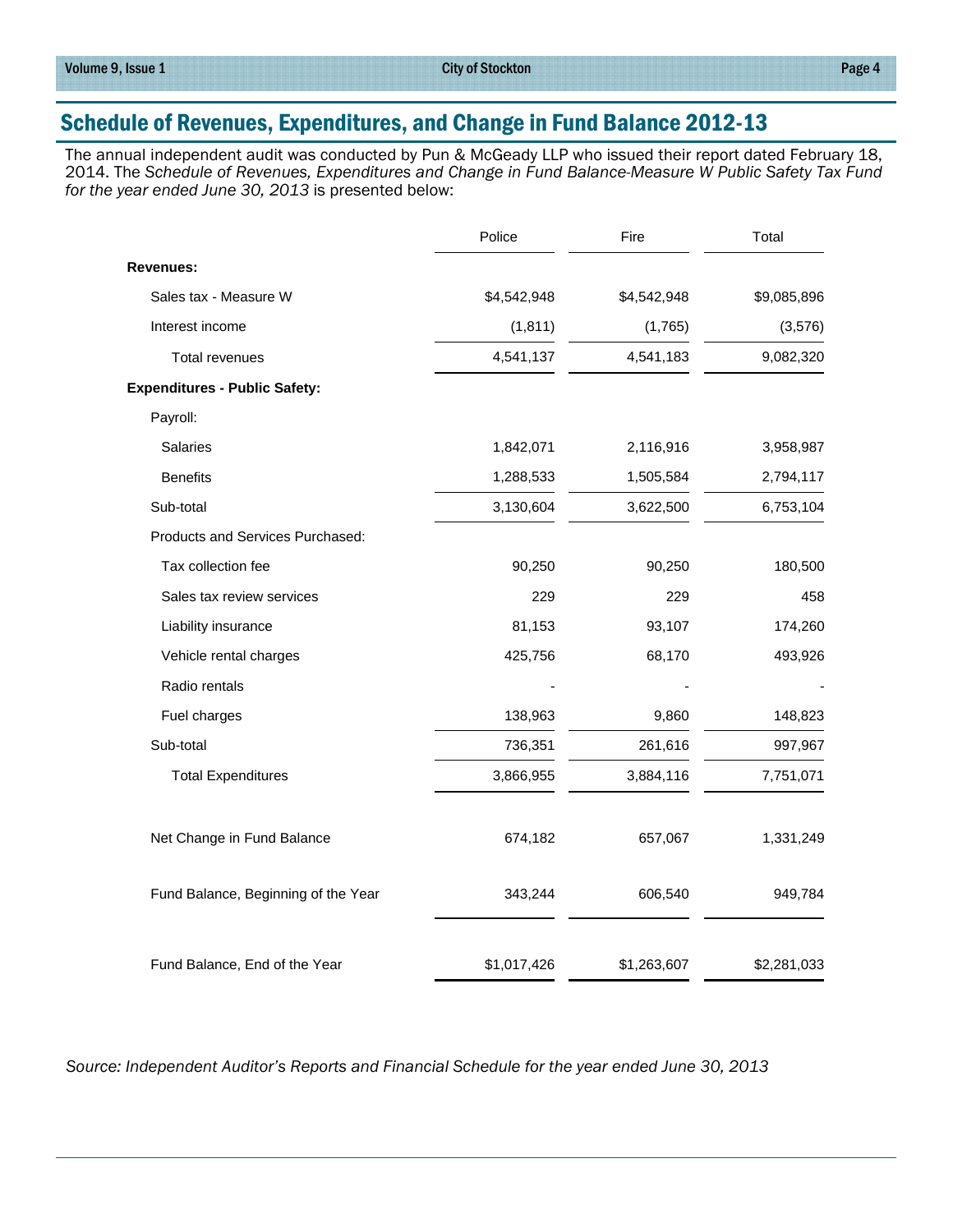## Schedule of Revenues, Expenditures, and Change in Fund Balance 2012-13

The annual independent audit was conducted by Pun & McGeady LLP who issued their report dated February 18, 2014. The *Schedule of Revenues, Expenditures and Change in Fund Balance-Measure W Public Safety Tax Fund for the year ended June 30, 2013* is presented below:

| | Police | Fire | Total |
|---|---|---|---|
| **Revenues:** | | | |
| Sales tax - Measure W | $4,542,948 | $4,542,948 | $9,085,896 |
| Interest income | (1,811) | (1,765) | (3,576) |
| Total revenues | 4,541,137 | 4,541,183 | 9,082,320 |
| **Expenditures - Public Safety:** | | | |
| Payroll: | | | |
| Salaries | 1,842,071 | 2,116,916 | 3,958,987 |
| Benefits | 1,288,533 | 1,505,584 | 2,794,117 |
| Sub-total | 3,130,604 | 3,622,500 | 6,753,104 |
| Products and Services Purchased: | | | |
| Tax collection fee | 90,250 | 90,250 | 180,500 |
| Sales tax review services | 229 | 229 | 458 |
| Liability insurance | 81,153 | 93,107 | 174,260 |
| Vehicle rental charges | 425,756 | 68,170 | 493,926 |
| Radio rentals | - | - | - |
| Fuel charges | 138,963 | 9,860 | 148,823 |
| Sub-total | 736,351 | 261,616 | 997,967 |
| Total Expenditures | 3,866,955 | 3,884,116 | 7,751,071 |
| Net Change in Fund Balance | 674,182 | 657,067 | 1,331,249 |
| Fund Balance, Beginning of the Year | 343,244 | 606,540 | 949,784 |
| Fund Balance, End of the Year | $1,017,426 | $1,263,607 | $2,281,033 |

*Source: Independent Auditor's Reports and Financial Schedule for the year ended June 30, 2013*